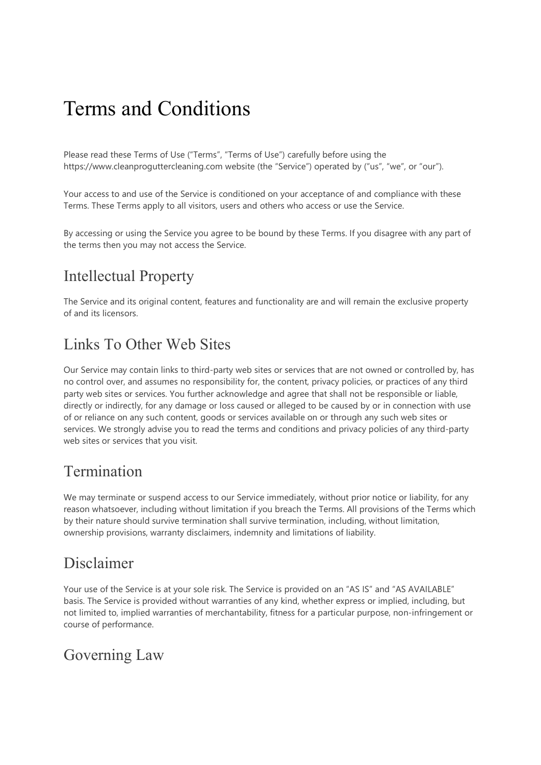# Terms and Conditions

Please read these Terms of Use ("Terms", "Terms of Use") carefully before using the https://www.cleanproguttercleaning.com website (the "Service") operated by ("us", "we", or "our").

Your access to and use of the Service is conditioned on your acceptance of and compliance with these Terms. These Terms apply to all visitors, users and others who access or use the Service.

By accessing or using the Service you agree to be bound by these Terms. If you disagree with any part of the terms then you may not access the Service.

## Intellectual Property

The Service and its original content, features and functionality are and will remain the exclusive property of and its licensors.

## Links To Other Web Sites

Our Service may contain links to third-party web sites or services that are not owned or controlled by, has no control over, and assumes no responsibility for, the content, privacy policies, or practices of any third party web sites or services. You further acknowledge and agree that shall not be responsible or liable, directly or indirectly, for any damage or loss caused or alleged to be caused by or in connection with use of or reliance on any such content, goods or services available on or through any such web sites or services. We strongly advise you to read the terms and conditions and privacy policies of any third-party web sites or services that you visit.

## Termination

We may terminate or suspend access to our Service immediately, without prior notice or liability, for any reason whatsoever, including without limitation if you breach the Terms. All provisions of the Terms which by their nature should survive termination shall survive termination, including, without limitation, ownership provisions, warranty disclaimers, indemnity and limitations of liability.

## Disclaimer

Your use of the Service is at your sole risk. The Service is provided on an "AS IS" and "AS AVAILABLE" basis. The Service is provided without warranties of any kind, whether express or implied, including, but not limited to, implied warranties of merchantability, fitness for a particular purpose, non-infringement or course of performance.

## Governing Law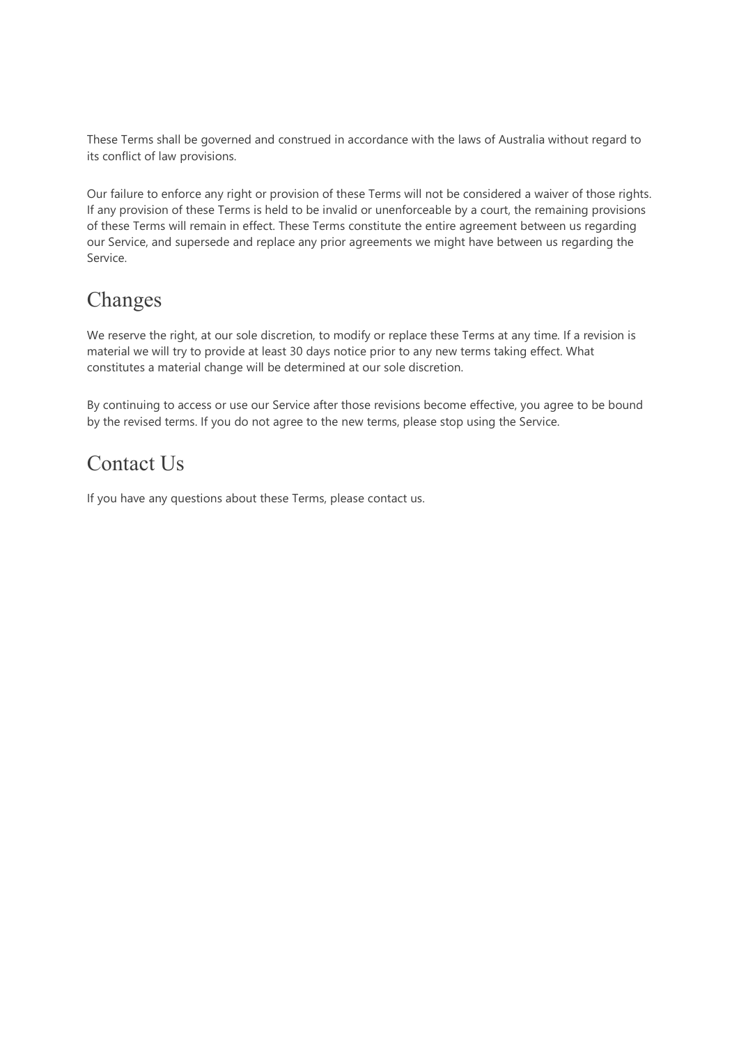These Terms shall be governed and construed in accordance with the laws of Australia without regard to its conflict of law provisions.

Our failure to enforce any right or provision of these Terms will not be considered a waiver of those rights. If any provision of these Terms is held to be invalid or unenforceable by a court, the remaining provisions of these Terms will remain in effect. These Terms constitute the entire agreement between us regarding our Service, and supersede and replace any prior agreements we might have between us regarding the Service.

## Changes

We reserve the right, at our sole discretion, to modify or replace these Terms at any time. If a revision is material we will try to provide at least 30 days notice prior to any new terms taking effect. What constitutes a material change will be determined at our sole discretion.

By continuing to access or use our Service after those revisions become effective, you agree to be bound by the revised terms. If you do not agree to the new terms, please stop using the Service.

## Contact Us

If you have any questions about these Terms, please contact us.